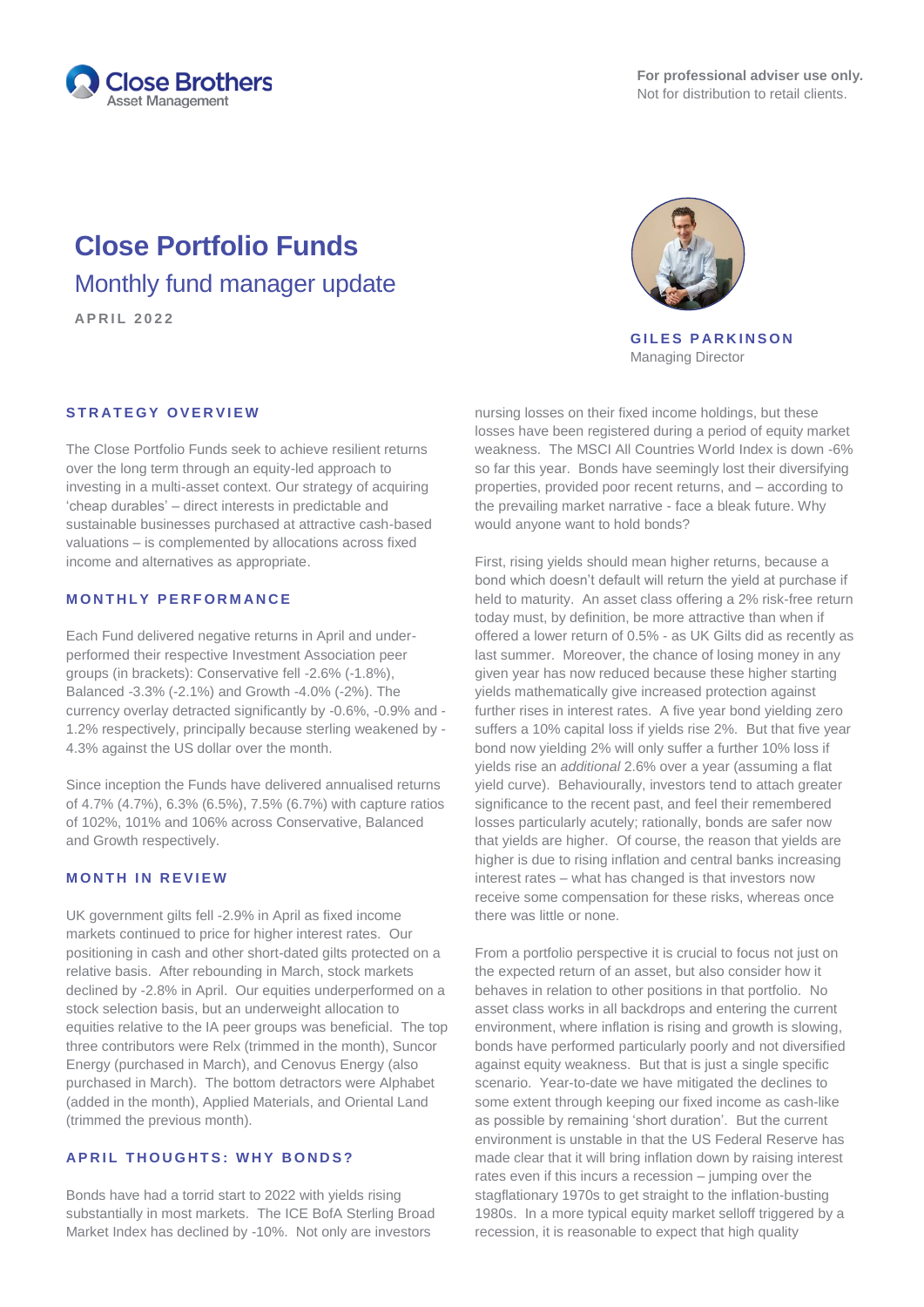For professional adviser use only.
Not for distribution to retail clients.

# Close Portfolio Funds

## Monthly fund manager update

APRIL 2022

**GILES PARKINSON**
Managing Director

### STRATEGY OVERVIEW

The Close Portfolio Funds seek to achieve resilient returns over the long term through an equity-led approach to investing in a multi-asset context. Our strategy of acquiring 'cheap durables' – direct interests in predictable and sustainable businesses purchased at attractive cash-based valuations – is complemented by allocations across fixed income and alternatives as appropriate.

### MONTHLY PERFORMANCE

Each Fund delivered negative returns in April and under-performed their respective Investment Association peer groups (in brackets): Conservative fell -2.6% (-1.8%), Balanced -3.3% (-2.1%) and Growth -4.0% (-2%). The currency overlay detracted significantly by -0.6%, -0.9% and -1.2% respectively, principally because sterling weakened by -4.3% against the US dollar over the month.

Since inception the Funds have delivered annualised returns of 4.7% (4.7%), 6.3% (6.5%), 7.5% (6.7%) with capture ratios of 102%, 101% and 106% across Conservative, Balanced and Growth respectively.

### MONTH IN REVIEW

UK government gilts fell -2.9% in April as fixed income markets continued to price for higher interest rates. Our positioning in cash and other short-dated gilts protected on a relative basis. After rebounding in March, stock markets declined by -2.8% in April. Our equities underperformed on a stock selection basis, but an underweight allocation to equities relative to the IA peer groups was beneficial. The top three contributors were Relx (trimmed in the month), Suncor Energy (purchased in March), and Cenovus Energy (also purchased in March). The bottom detractors were Alphabet (added in the month), Applied Materials, and Oriental Land (trimmed the previous month).

### APRIL THOUGHTS: WHY BONDS?

Bonds have had a torrid start to 2022 with yields rising substantially in most markets. The ICE BofA Sterling Broad Market Index has declined by -10%. Not only are investors nursing losses on their fixed income holdings, but these losses have been registered during a period of equity market weakness. The MSCI All Countries World Index is down -6% so far this year. Bonds have seemingly lost their diversifying properties, provided poor recent returns, and – according to the prevailing market narrative - face a bleak future. Why would anyone want to hold bonds?

First, rising yields should mean higher returns, because a bond which doesn't default will return the yield at purchase if held to maturity. An asset class offering a 2% risk-free return today must, by definition, be more attractive than when if offered a lower return of 0.5% - as UK Gilts did as recently as last summer. Moreover, the chance of losing money in any given year has now reduced because these higher starting yields mathematically give increased protection against further rises in interest rates. A five year bond yielding zero suffers a 10% capital loss if yields rise 2%. But that five year bond now yielding 2% will only suffer a further 10% loss if yields rise an *additional* 2.6% over a year (assuming a flat yield curve). Behaviourally, investors tend to attach greater significance to the recent past, and feel their remembered losses particularly acutely; rationally, bonds are safer now that yields are higher. Of course, the reason that yields are higher is due to rising inflation and central banks increasing interest rates – what has changed is that investors now receive some compensation for these risks, whereas once there was little or none.

From a portfolio perspective it is crucial to focus not just on the expected return of an asset, but also consider how it behaves in relation to other positions in that portfolio. No asset class works in all backdrops and entering the current environment, where inflation is rising and growth is slowing, bonds have performed particularly poorly and not diversified against equity weakness. But that is just a single specific scenario. Year-to-date we have mitigated the declines to some extent through keeping our fixed income as cash-like as possible by remaining 'short duration'. But the current environment is unstable in that the US Federal Reserve has made clear that it will bring inflation down by raising interest rates even if this incurs a recession – jumping over the stagflationary 1970s to get straight to the inflation-busting 1980s. In a more typical equity market selloff triggered by a recession, it is reasonable to expect that high quality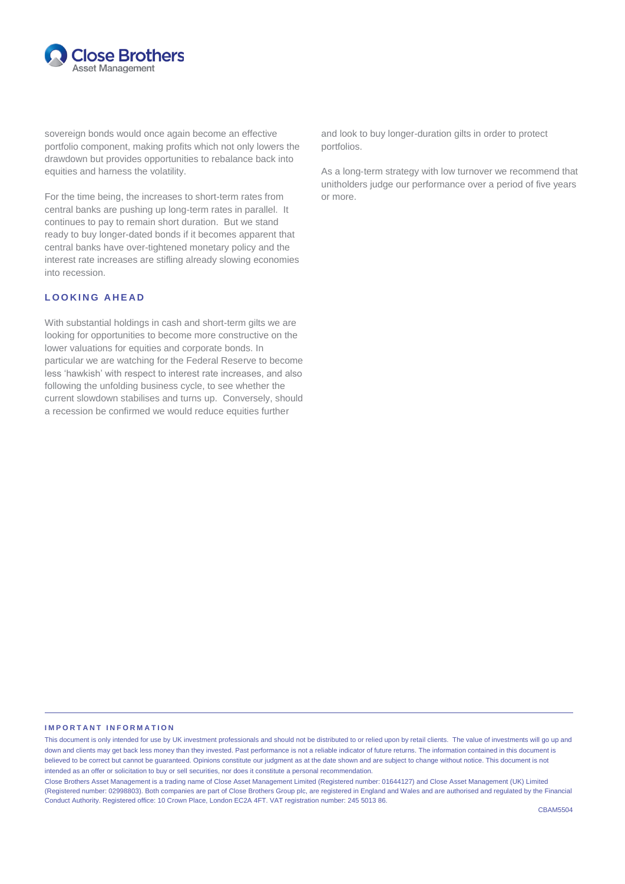sovereign bonds would once again become an effective portfolio component, making profits which not only lowers the drawdown but provides opportunities to rebalance back into equities and harness the volatility.

For the time being, the increases to short-term rates from central banks are pushing up long-term rates in parallel. It continues to pay to remain short duration. But we stand ready to buy longer-dated bonds if it becomes apparent that central banks have over-tightened monetary policy and the interest rate increases are stifling already slowing economies into recession.

## LOOKING AHEAD

With substantial holdings in cash and short-term gilts we are looking for opportunities to become more constructive on the lower valuations for equities and corporate bonds. In particular we are watching for the Federal Reserve to become less 'hawkish' with respect to interest rate increases, and also following the unfolding business cycle, to see whether the current slowdown stabilises and turns up. Conversely, should a recession be confirmed we would reduce equities further and look to buy longer-duration gilts in order to protect portfolios.

As a long-term strategy with low turnover we recommend that unitholders judge our performance over a period of five years or more.

---

**IMPORTANT INFORMATION**

This document is only intended for use by UK investment professionals and should not be distributed to or relied upon by retail clients. The value of investments will go up and down and clients may get back less money than they invested. Past performance is not a reliable indicator of future returns. The information contained in this document is believed to be correct but cannot be guaranteed. Opinions constitute our judgment as at the date shown and are subject to change without notice. This document is not intended as an offer or solicitation to buy or sell securities, nor does it constitute a personal recommendation.

Close Brothers Asset Management is a trading name of Close Asset Management Limited (Registered number: 01644127) and Close Asset Management (UK) Limited (Registered number: 02998803). Both companies are part of Close Brothers Group plc, are registered in England and Wales and are authorised and regulated by the Financial Conduct Authority. Registered office: 10 Crown Place, London EC2A 4FT. VAT registration number: 245 5013 86.

CBAM5504